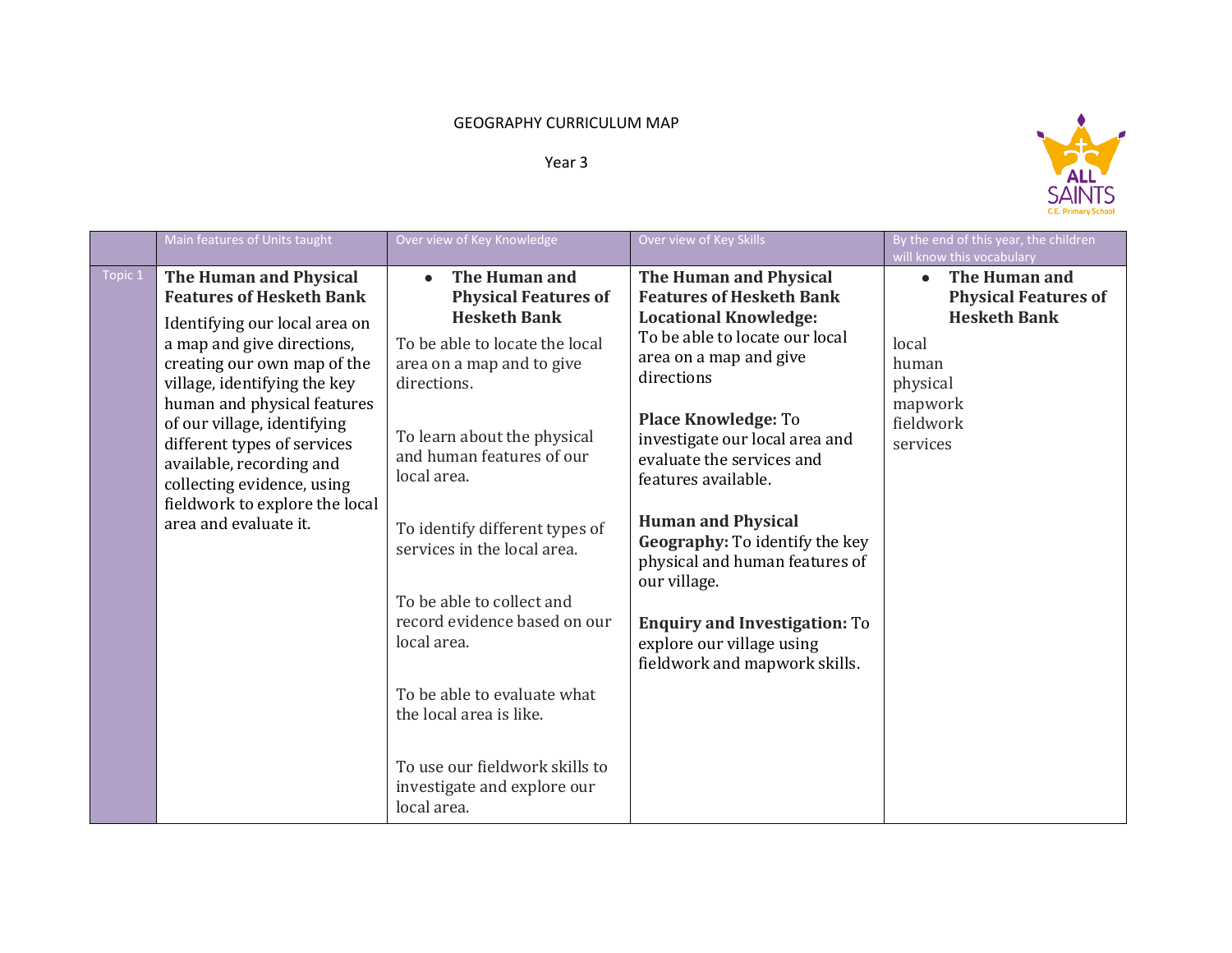GEOGRAPHY CURRICULUM MAP

Year 3

| | Main features of Units taught | Over view of Key Knowledge | Over view of Key Skills | By the end of this year, the children will know this vocabulary |
|---|---|---|---|---|
| Topic 1 | **The Human and Physical Features of Hesketh Bank**<br><br>Identifying our local area on a map and give directions, creating our own map of the village, identifying the key human and physical features of our village, identifying different types of services available, recording and collecting evidence, using fieldwork to explore the local area and evaluate it. | • **The Human and Physical Features of Hesketh Bank**<br><br>To be able to locate the local area on a map and to give directions.<br><br>To learn about the physical and human features of our local area.<br><br>To identify different types of services in the local area.<br><br>To be able to collect and record evidence based on our local area.<br><br>To be able to evaluate what the local area is like.<br><br>To use our fieldwork skills to investigate and explore our local area. | **The Human and Physical Features of Hesketh Bank**<br>**Locational Knowledge:** To be able to locate our local area on a map and give directions<br><br>**Place Knowledge:** To investigate our local area and evaluate the services and features available.<br><br>**Human and Physical Geography:** To identify the key physical and human features of our village.<br><br>**Enquiry and Investigation:** To explore our village using fieldwork and mapwork skills. | • **The Human and Physical Features of Hesketh Bank**<br><br>local<br>human<br>physical<br>mapwork<br>fieldwork<br>services |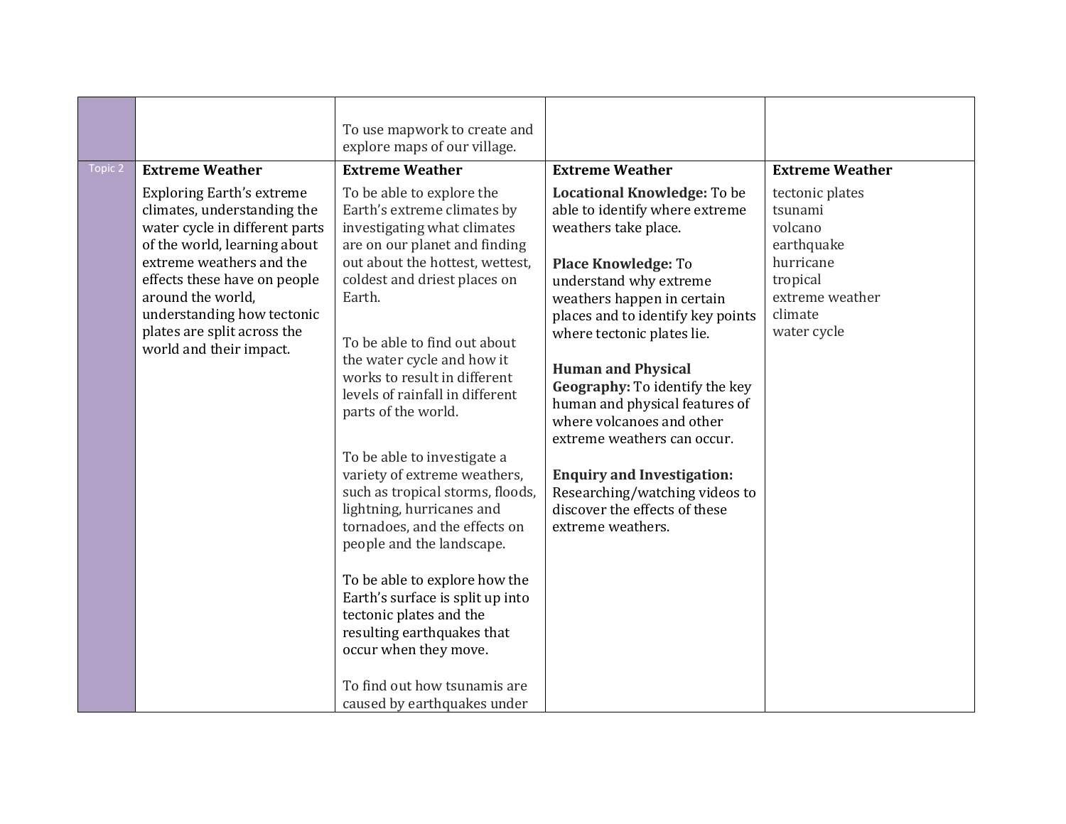| | | | | |
|---|---|---|---|---|
| | | To use mapwork to create and explore maps of our village. | | |
| Topic 2 | **Extreme Weather**<br><br>Exploring Earth's extreme climates, understanding the water cycle in different parts of the world, learning about extreme weathers and the effects these have on people around the world, understanding how tectonic plates are split across the world and their impact. | **Extreme Weather**<br><br>To be able to explore the Earth's extreme climates by investigating what climates are on our planet and finding out about the hottest, wettest, coldest and driest places on Earth.<br><br>To be able to find out about the water cycle and how it works to result in different levels of rainfall in different parts of the world.<br><br>To be able to investigate a variety of extreme weathers, such as tropical storms, floods, lightning, hurricanes and tornadoes, and the effects on people and the landscape.<br><br>To be able to explore how the Earth's surface is split up into tectonic plates and the resulting earthquakes that occur when they move.<br><br>To find out how tsunamis are caused by earthquakes under | **Extreme Weather**<br><br>**Locational Knowledge:** To be able to identify where extreme weathers take place.<br><br>**Place Knowledge:** To understand why extreme weathers happen in certain places and to identify key points where tectonic plates lie.<br><br>**Human and Physical Geography:** To identify the key human and physical features of where volcanoes and other extreme weathers can occur.<br><br>**Enquiry and Investigation:** Researching/watching videos to discover the effects of these extreme weathers. | **Extreme Weather**<br><br>tectonic plates<br>tsunami<br>volcano<br>earthquake<br>hurricane<br>tropical<br>extreme weather<br>climate<br>water cycle |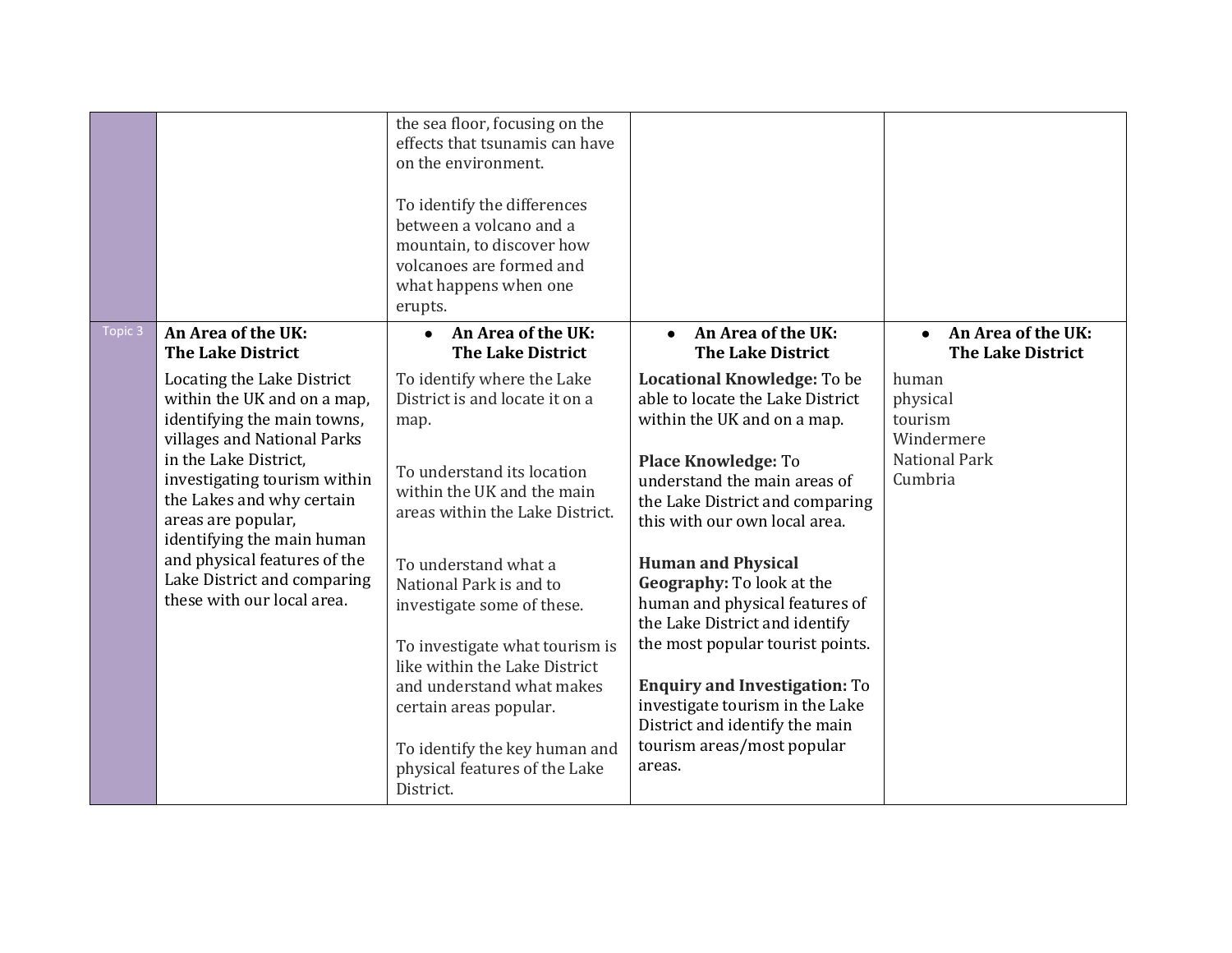| | | | | |
|---|---|---|---|---|
| | | the sea floor, focusing on the effects that tsunamis can have on the environment.<br><br>To identify the differences between a volcano and a mountain, to discover how volcanoes are formed and what happens when one erupts. | | |
| Topic 3 | **An Area of the UK: The Lake District**<br><br>Locating the Lake District within the UK and on a map, identifying the main towns, villages and National Parks in the Lake District, investigating tourism within the Lakes and why certain areas are popular, identifying the main human and physical features of the Lake District and comparing these with our local area. | • **An Area of the UK: The Lake District**<br><br>To identify where the Lake District is and locate it on a map.<br><br>To understand its location within the UK and the main areas within the Lake District.<br><br>To understand what a National Park is and to investigate some of these.<br><br>To investigate what tourism is like within the Lake District and understand what makes certain areas popular.<br><br>To identify the key human and physical features of the Lake District. | • **An Area of the UK: The Lake District**<br><br>**Locational Knowledge:** To be able to locate the Lake District within the UK and on a map.<br><br>**Place Knowledge:** To understand the main areas of the Lake District and comparing this with our own local area.<br><br>**Human and Physical Geography:** To look at the human and physical features of the Lake District and identify the most popular tourist points.<br><br>**Enquiry and Investigation:** To investigate tourism in the Lake District and identify the main tourism areas/most popular areas. | • **An Area of the UK: The Lake District**<br><br>human<br>physical<br>tourism<br>Windermere<br>National Park<br>Cumbria |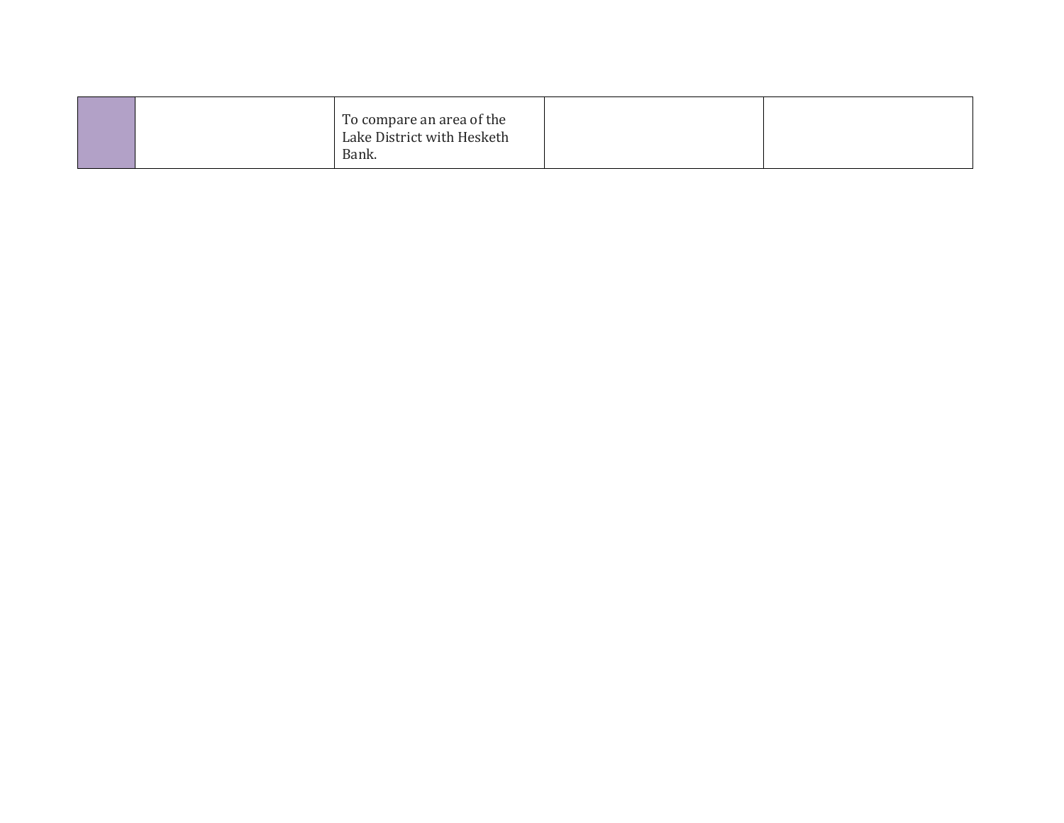| | | | | |
|---|---|---|---|---|
| | | To compare an area of the Lake District with Hesketh Bank. | | |